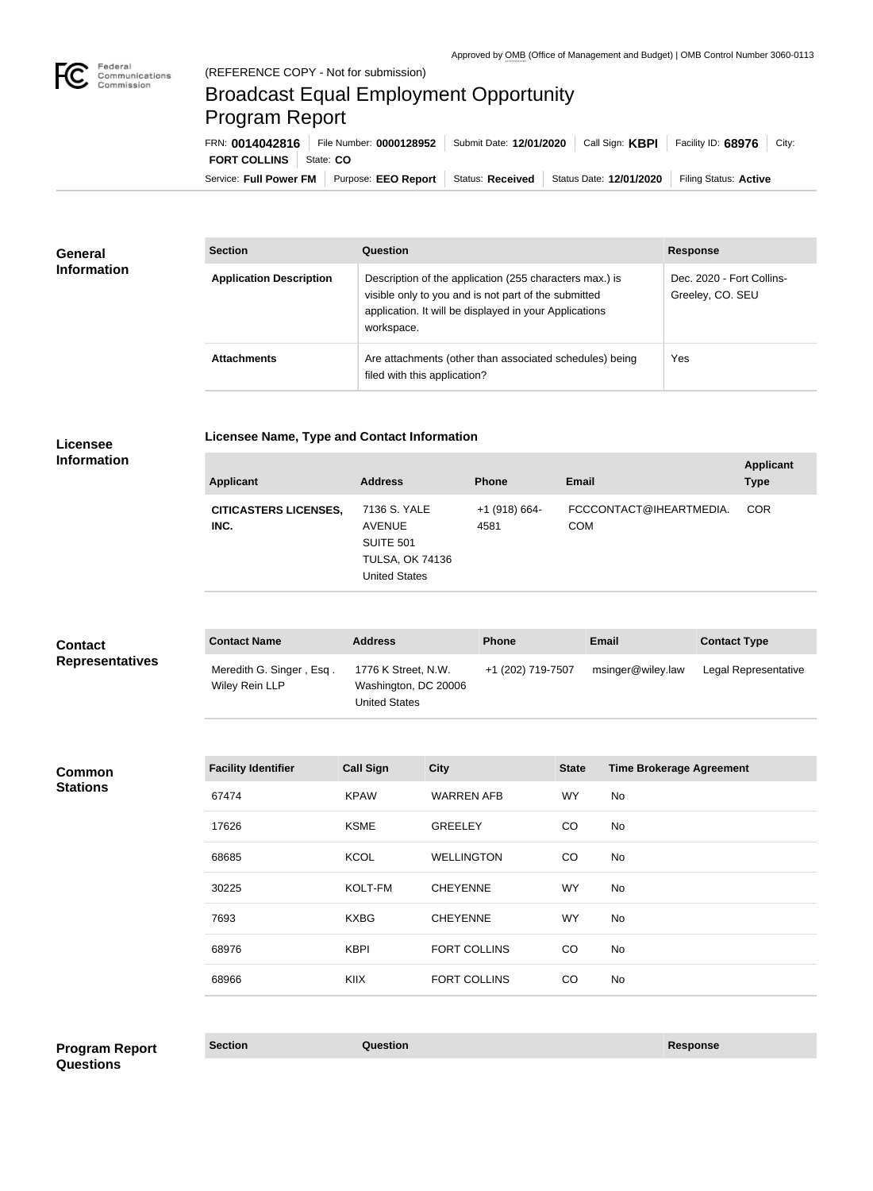Approved by OMB (Office of Management and Budget) | OMB Control Number 3060-0113

(REFERENCE COPY - Not for submission)

# Broadcast Equal Employment Opportunity Program Report

FRN: **0014042816** | File Number: **0000128952** | Submit Date: **12/01/2020** | Call Sign: **KBPI** | Facility ID: **68976** | City: **FORT COLLINS** | State: **CO**

Service: **Full Power FM** | Purpose: **EEO Report** | Status: **Received** | Status Date: **12/01/2020** | Filing Status: **Active**

## General Information

| Section | Question | Response |
| --- | --- | --- |
| **Application Description** | Description of the application (255 characters max.) is visible only to you and is not part of the submitted application. It will be displayed in your Applications workspace. | Dec. 2020 - Fort Collins-Greeley, CO. SEU |
| **Attachments** | Are attachments (other than associated schedules) being filed with this application? | Yes |

## Licensee Information

### Licensee Name, Type and Contact Information

| Applicant | Address | Phone | Email | Applicant Type |
| --- | --- | --- | --- | --- |
| **CITICASTERS LICENSES, INC.** | 7136 S. YALE AVENUE SUITE 501 TULSA, OK 74136 United States | +1 (918) 664-4581 | FCCCONTACT@IHEARTMEDIA.COM | COR |

## Contact Representatives

| Contact Name | Address | Phone | Email | Contact Type |
| --- | --- | --- | --- | --- |
| Meredith G. Singer , Esq . Wiley Rein LLP | 1776 K Street, N.W. Washington, DC 20006 United States | +1 (202) 719-7507 | msinger@wiley.law | Legal Representative |

## Common Stations

| Facility Identifier | Call Sign | City | State | Time Brokerage Agreement |
| --- | --- | --- | --- | --- |
| 67474 | KPAW | WARREN AFB | WY | No |
| 17626 | KSME | GREELEY | CO | No |
| 68685 | KCOL | WELLINGTON | CO | No |
| 30225 | KOLT-FM | CHEYENNE | WY | No |
| 7693 | KXBG | CHEYENNE | WY | No |
| 68976 | KBPI | FORT COLLINS | CO | No |
| 68966 | KIIX | FORT COLLINS | CO | No |

## Program Report Questions

| Section | Question | Response |
| --- | --- | --- |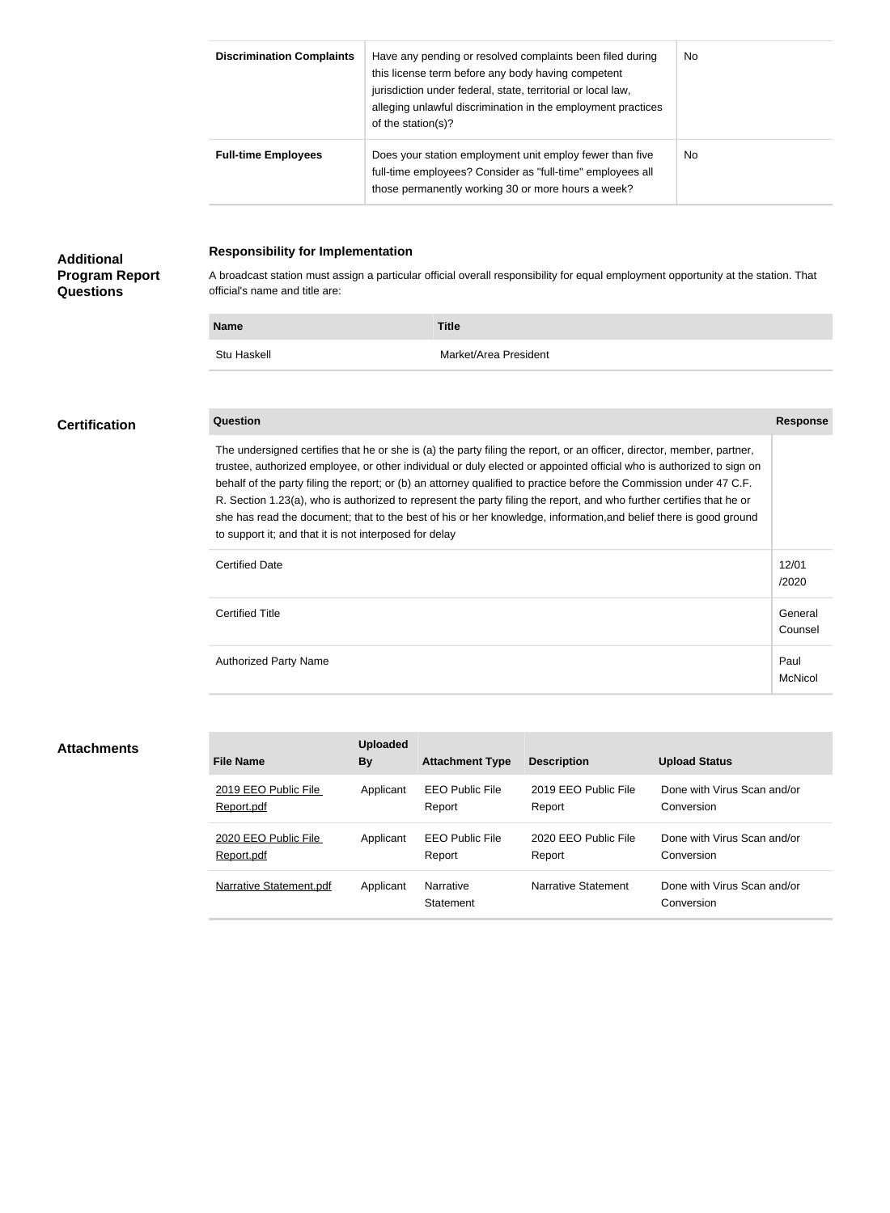| | | |
|---|---|---|
| **Discrimination Complaints** | Have any pending or resolved complaints been filed during this license term before any body having competent jurisdiction under federal, state, territorial or local law, alleging unlawful discrimination in the employment practices of the station(s)? | No |
| **Full-time Employees** | Does your station employment unit employ fewer than five full-time employees? Consider as "full-time" employees all those permanently working 30 or more hours a week? | No |

## Additional Program Report Questions

**Responsibility for Implementation**

A broadcast station must assign a particular official overall responsibility for equal employment opportunity at the station. That official's name and title are:

| Name | Title |
|---|---|
| Stu Haskell | Market/Area President |

## Certification

| Question | Response |
|---|---|
| The undersigned certifies that he or she is (a) the party filing the report, or an officer, director, member, partner, trustee, authorized employee, or other individual or duly elected or appointed official who is authorized to sign on behalf of the party filing the report; or (b) an attorney qualified to practice before the Commission under 47 C.F. R. Section 1.23(a), who is authorized to represent the party filing the report, and who further certifies that he or she has read the document; that to the best of his or her knowledge, information,and belief there is good ground to support it; and that it is not interposed for delay | |
| Certified Date | 12/01/2020 |
| Certified Title | General Counsel |
| Authorized Party Name | Paul McNicol |

## Attachments

| File Name | Uploaded By | Attachment Type | Description | Upload Status |
|---|---|---|---|---|
| 2019 EEO Public File Report.pdf | Applicant | EEO Public File Report | 2019 EEO Public File Report | Done with Virus Scan and/or Conversion |
| 2020 EEO Public File Report.pdf | Applicant | EEO Public File Report | 2020 EEO Public File Report | Done with Virus Scan and/or Conversion |
| Narrative Statement.pdf | Applicant | Narrative Statement | Narrative Statement | Done with Virus Scan and/or Conversion |